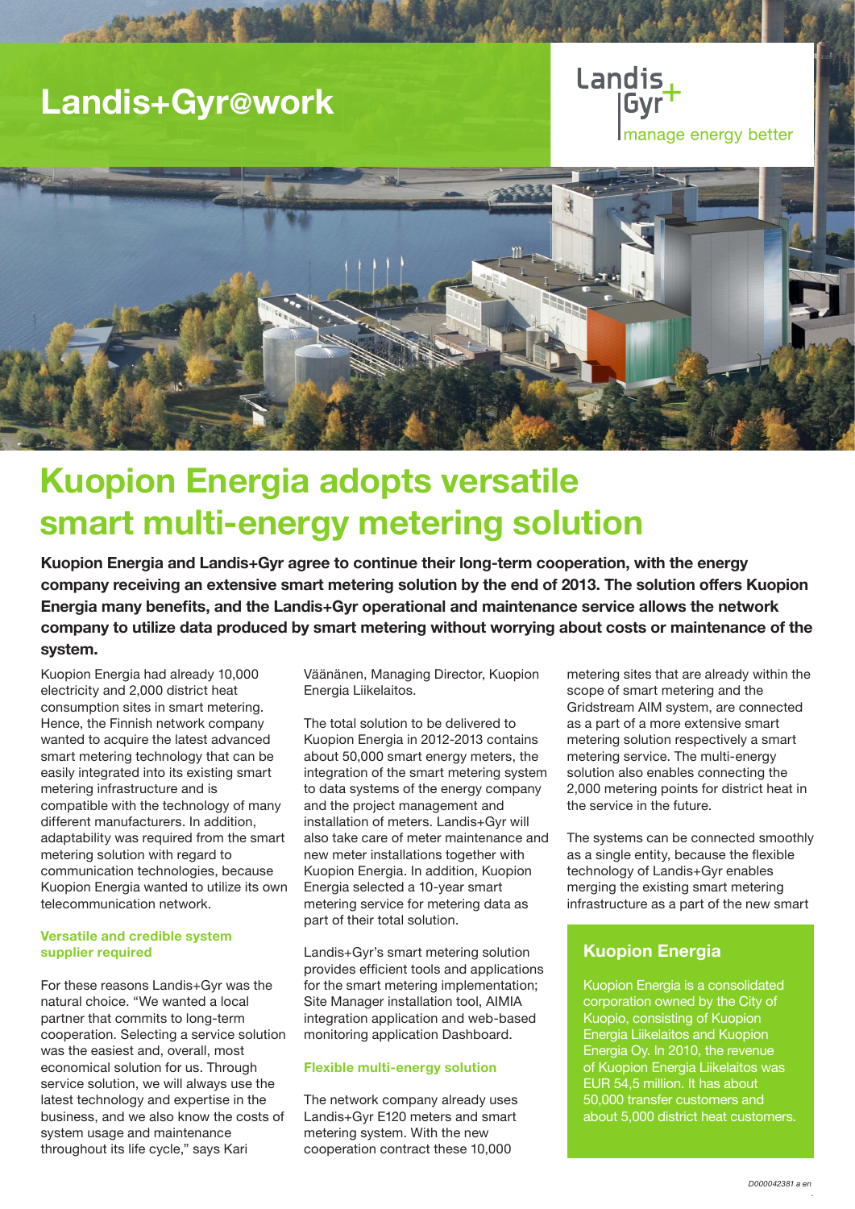# Landis+Gyr@work

Landis+Gyr
manage energy better

# Kuopion Energia adopts versatile smart multi-energy metering solution

**Kuopion Energia and Landis+Gyr agree to continue their long-term cooperation, with the energy company receiving an extensive smart metering solution by the end of 2013. The solution offers Kuopion Energia many benefits, and the Landis+Gyr operational and maintenance service allows the network company to utilize data produced by smart metering without worrying about costs or maintenance of the system.**

Kuopion Energia had already 10,000 electricity and 2,000 district heat consumption sites in smart metering. Hence, the Finnish network company wanted to acquire the latest advanced smart metering technology that can be easily integrated into its existing smart metering infrastructure and is compatible with the technology of many different manufacturers. In addition, adaptability was required from the smart metering solution with regard to communication technologies, because Kuopion Energia wanted to utilize its own telecommunication network.

### Versatile and credible system supplier required

For these reasons Landis+Gyr was the natural choice. "We wanted a local partner that commits to long-term cooperation. Selecting a service solution was the easiest and, overall, most economical solution for us. Through service solution, we will always use the latest technology and expertise in the business, and we also know the costs of system usage and maintenance throughout its life cycle," says Kari Väänänen, Managing Director, Kuopion Energia Liikelaitos.

The total solution to be delivered to Kuopion Energia in 2012-2013 contains about 50,000 smart energy meters, the integration of the smart metering system to data systems of the energy company and the project management and installation of meters. Landis+Gyr will also take care of meter maintenance and new meter installations together with Kuopion Energia. In addition, Kuopion Energia selected a 10-year smart metering service for metering data as part of their total solution.

Landis+Gyr's smart metering solution provides efficient tools and applications for the smart metering implementation; Site Manager installation tool, AIMIA integration application and web-based monitoring application Dashboard.

### Flexible multi-energy solution

The network company already uses Landis+Gyr E120 meters and smart metering system. With the new cooperation contract these 10,000 metering sites that are already within the scope of smart metering and the Gridstream AIM system, are connected as a part of a more extensive smart metering solution respectively a smart metering service. The multi-energy solution also enables connecting the 2,000 metering points for district heat in the service in the future.

The systems can be connected smoothly as a single entity, because the flexible technology of Landis+Gyr enables merging the existing smart metering infrastructure as a part of the new smart

### Kuopion Energia

Kuopion Energia is a consolidated corporation owned by the City of Kuopio, consisting of Kuopion Energia Liikelaitos and Kuopion Energia Oy. In 2010, the revenue of Kuopion Energia Liikelaitos was EUR 54,5 million. It has about 50,000 transfer customers and about 5,000 district heat customers.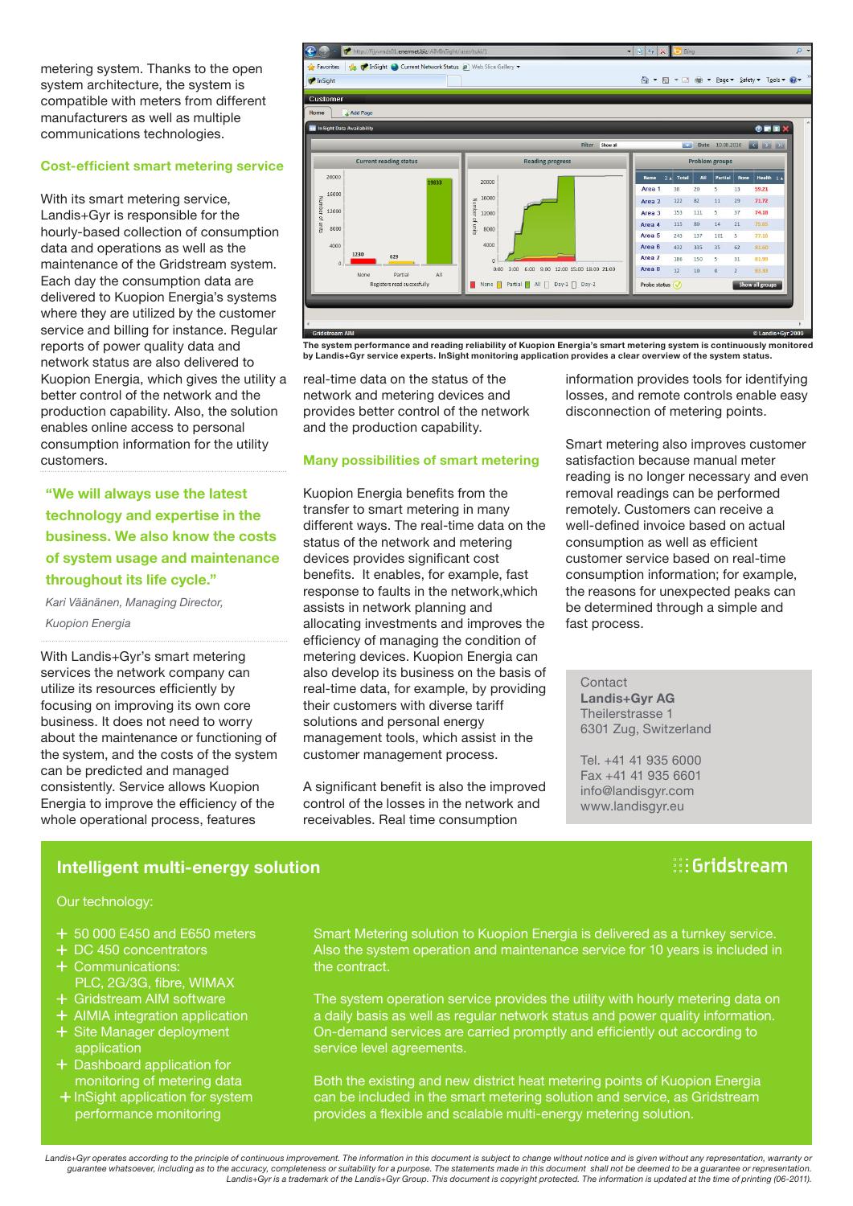metering system. Thanks to the open system architecture, the system is compatible with meters from different manufacturers as well as multiple communications technologies.

### Cost-efficient smart metering service

With its smart metering service, Landis+Gyr is responsible for the hourly-based collection of consumption data and operations as well as the maintenance of the Gridstream system. Each day the consumption data are delivered to Kuopion Energia's systems where they are utilized by the customer service and billing for instance. Regular reports of power quality data and network status are also delivered to Kuopion Energia, which gives the utility a better control of the network and the production capability. Also, the solution enables online access to personal consumption information for the utility customers.

**"We will always use the latest technology and expertise in the business. We also know the costs of system usage and maintenance throughout its life cycle."**

*Kari Väänänen, Managing Director, Kuopion Energia*

With Landis+Gyr's smart metering services the network company can utilize its resources efficiently by focusing on improving its own core business. It does not need to worry about the maintenance or functioning of the system, and the costs of the system can be predicted and managed consistently. Service allows Kuopion Energia to improve the efficiency of the whole operational process, features real-time data on the status of the network and metering devices and provides better control of the network and the production capability.

The system performance and reading reliability of Kuopion Energia's smart metering system is continuously monitored by Landis+Gyr service experts. InSight monitoring application provides a clear overview of the system status.

### Many possibilities of smart metering

Kuopion Energia benefits from the transfer to smart metering in many different ways. The real-time data on the status of the network and metering devices provides significant cost benefits. It enables, for example, fast response to faults in the network,which assists in network planning and allocating investments and improves the efficiency of managing the condition of metering devices. Kuopion Energia can also develop its business on the basis of real-time data, for example, by providing their customers with diverse tariff solutions and personal energy management tools, which assist in the customer management process.

A significant benefit is also the improved control of the losses in the network and receivables. Real time consumption information provides tools for identifying losses, and remote controls enable easy disconnection of metering points.

Smart metering also improves customer satisfaction because manual meter reading is no longer necessary and even removal readings can be performed remotely. Customers can receive a well-defined invoice based on actual consumption as well as efficient customer service based on real-time consumption information; for example, the reasons for unexpected peaks can be determined through a simple and fast process.

Contact
**Landis+Gyr AG**
Theilerstrasse 1
6301 Zug, Switzerland

Tel. +41 41 935 6000
Fax +41 41 935 6601
info@landisgyr.com
www.landisgyr.eu

## Intelligent multi-energy solution

Gridstream

Our technology:

- 50 000 E450 and E650 meters
- DC 450 concentrators
- Communications: PLC, 2G/3G, fibre, WIMAX
- Gridstream AIM software
- AIMIA integration application
- Site Manager deployment application
- Dashboard application for monitoring of metering data
- InSight application for system performance monitoring

Smart Metering solution to Kuopion Energia is delivered as a turnkey service. Also the system operation and maintenance service for 10 years is included in the contract.

The system operation service provides the utility with hourly metering data on a daily basis as well as regular network status and power quality information. On-demand services are carried promptly and efficiently out according to service level agreements.

Both the existing and new district heat metering points of Kuopion Energia can be included in the smart metering solution and service, as Gridstream provides a flexible and scalable multi-energy metering solution.

*Landis+Gyr operates according to the principle of continuous improvement. The information in this document is subject to change without notice and is given without any representation, warranty or guarantee whatsoever, including as to the accuracy, completeness or suitability for a purpose. The statements made in this document shall not be deemed to be a guarantee or representation. Landis+Gyr is a trademark of the Landis+Gyr Group. This document is copyright protected. The information is updated at the time of printing (06-2011).*